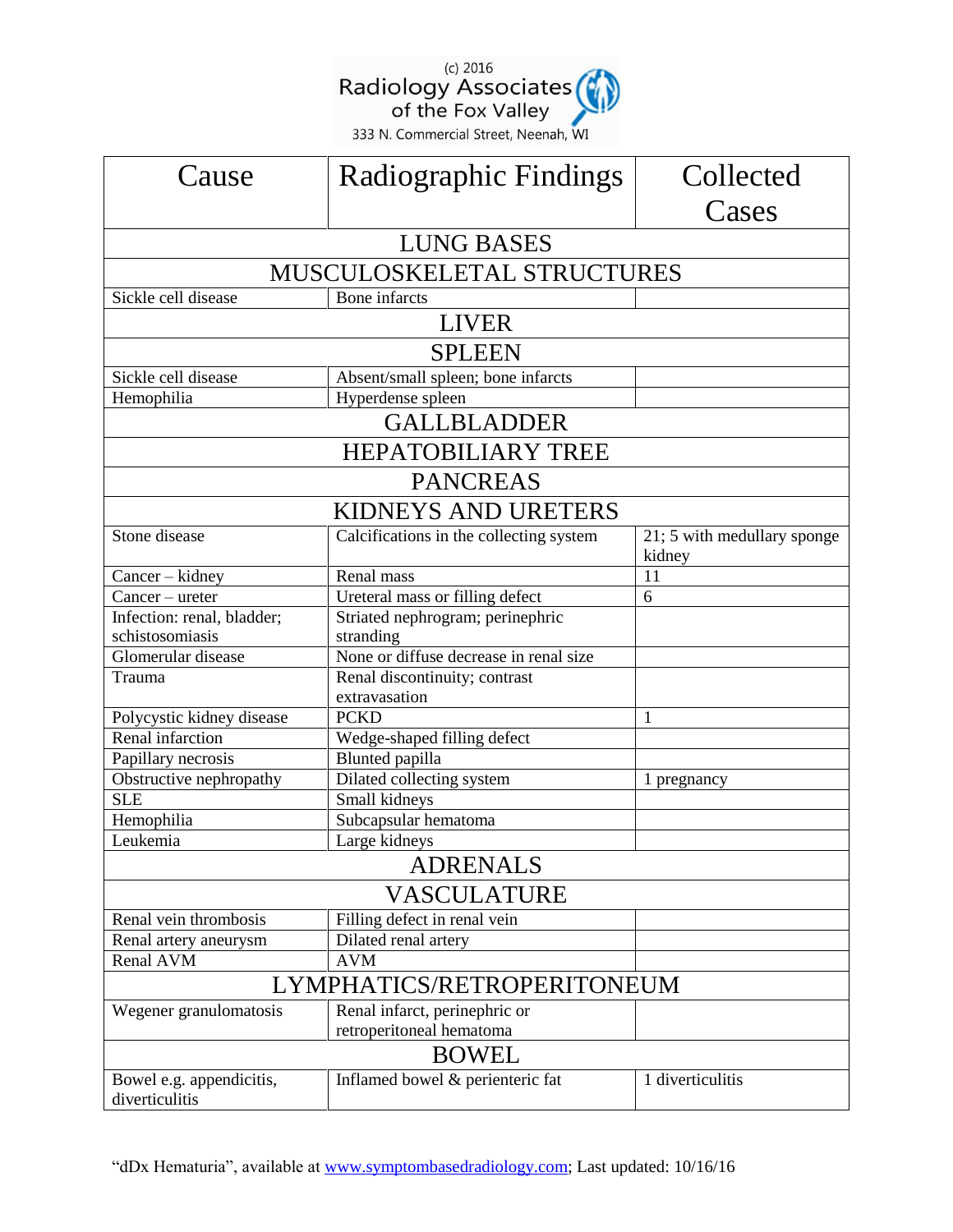(c) 2016
Radiology Associates of the Fox Valley
333 N. Commercial Street, Neenah, WI

| Cause | Radiographic Findings | Collected Cases |
| --- | --- | --- |
| **LUNG BASES** | | |
| **MUSCULOSKELETAL STRUCTURES** | | |
| Sickle cell disease | Bone infarcts | |
| **LIVER** | | |
| **SPLEEN** | | |
| Sickle cell disease | Absent/small spleen; bone infarcts | |
| Hemophilia | Hyperdense spleen | |
| **GALLBLADDER** | | |
| **HEPATOBILIARY TREE** | | |
| **PANCREAS** | | |
| **KIDNEYS AND URETERS** | | |
| Stone disease | Calcifications in the collecting system | 21; 5 with medullary sponge kidney |
| Cancer – kidney | Renal mass | 11 |
| Cancer – ureter | Ureteral mass or filling defect | 6 |
| Infection: renal, bladder; schistosomiasis | Striated nephrogram; perinephric stranding | |
| Glomerular disease | None or diffuse decrease in renal size | |
| Trauma | Renal discontinuity; contrast extravasation | |
| Polycystic kidney disease | PCKD | 1 |
| Renal infarction | Wedge-shaped filling defect | |
| Papillary necrosis | Blunted papilla | |
| Obstructive nephropathy | Dilated collecting system | 1 pregnancy |
| SLE | Small kidneys | |
| Hemophilia | Subcapsular hematoma | |
| Leukemia | Large kidneys | |
| **ADRENALS** | | |
| **VASCULATURE** | | |
| Renal vein thrombosis | Filling defect in renal vein | |
| Renal artery aneurysm | Dilated renal artery | |
| Renal AVM | AVM | |
| **LYMPHATICS/RETROPERITONEUM** | | |
| Wegener granulomatosis | Renal infarct, perinephric or retroperitoneal hematoma | |
| **BOWEL** | | |
| Bowel e.g. appendicitis, diverticulitis | Inflamed bowel & perienteric fat | 1 diverticulitis |

"dDx Hematuria", available at www.symptombasedradiology.com; Last updated: 10/16/16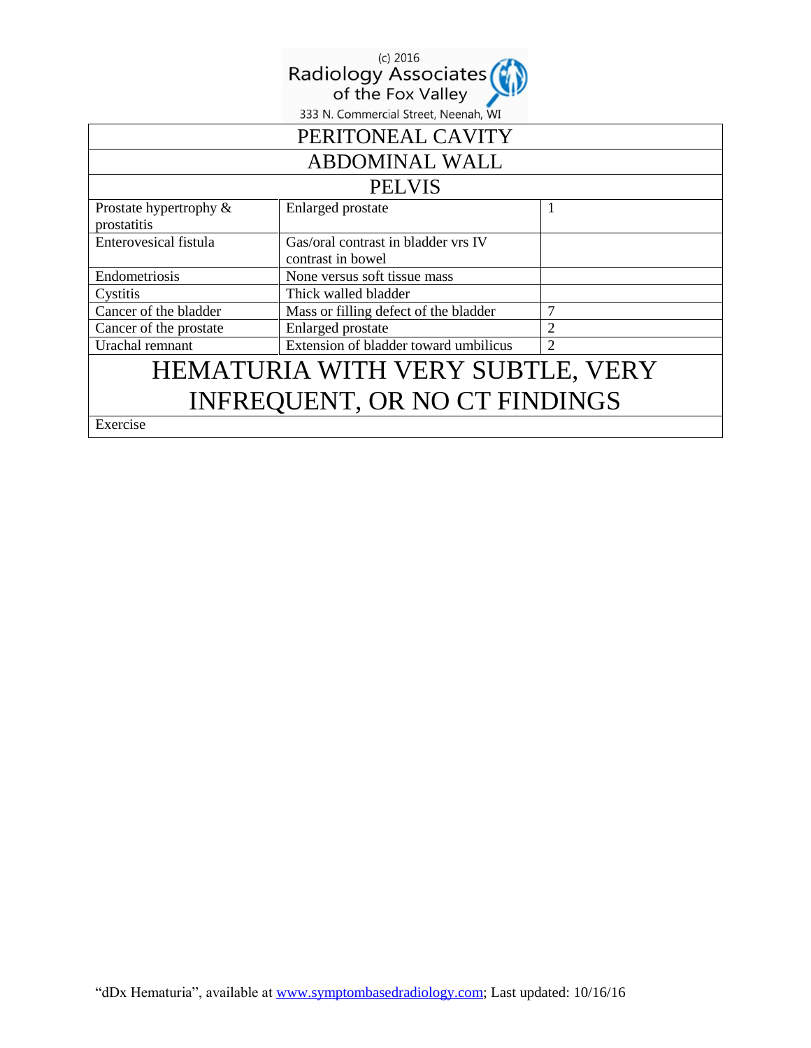(c) 2016
Radiology Associates of the Fox Valley
333 N. Commercial Street, Neenah, WI

## PERITONEAL CAVITY

## ABDOMINAL WALL

## PELVIS

| | | |
|---|---|---|
| Prostate hypertrophy & prostatitis | Enlarged prostate | 1 |
| Enterovesical fistula | Gas/oral contrast in bladder vrs IV contrast in bowel | |
| Endometriosis | None versus soft tissue mass | |
| Cystitis | Thick walled bladder | |
| Cancer of the bladder | Mass or filling defect of the bladder | 7 |
| Cancer of the prostate | Enlarged prostate | 2 |
| Urachal remnant | Extension of bladder toward umbilicus | 2 |

## HEMATURIA WITH VERY SUBTLE, VERY INFREQUENT, OR NO CT FINDINGS

Exercise

“dDx Hematuria”, available at [www.symptombasedradiology.com](http://www.symptombasedradiology.com); Last updated: 10/16/16